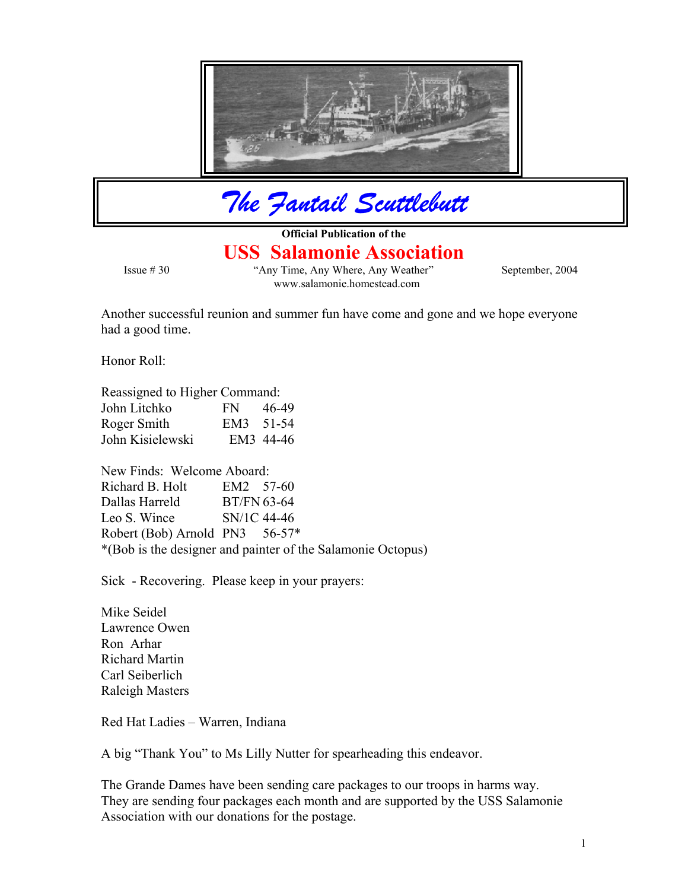# The Fantail Scuttlebutt

**Official Publication of the**

## USS Salamonie Association

Issue # 30 | "Any Time, Any Where, Any Weather" | September, 2004

www.salamonie.homestead.com

Another successful reunion and summer fun have come and gone and we hope everyone had a good time.

Honor Roll:

Reassigned to Higher Command:

| | | |
|---|---|---|
| John Litchko | FN | 46-49 |
| Roger Smith | EM3 | 51-54 |
| John Kisielewski | EM3 | 44-46 |

New Finds: Welcome Aboard:

| | | |
|---|---|---|
| Richard B. Holt | EM2 | 57-60 |
| Dallas Harreld | BT/FN | 63-64 |
| Leo S. Wince | SN/1C | 44-46 |
| Robert (Bob) Arnold | PN3 | 56-57* |

*(Bob is the designer and painter of the Salamonie Octopus)

Sick - Recovering. Please keep in your prayers:

Mike Seidel
Lawrence Owen
Ron Arhar
Richard Martin
Carl Seiberlich
Raleigh Masters

Red Hat Ladies – Warren, Indiana

A big "Thank You" to Ms Lilly Nutter for spearheading this endeavor.

The Grande Dames have been sending care packages to our troops in harms way. They are sending four packages each month and are supported by the USS Salamonie Association with our donations for the postage.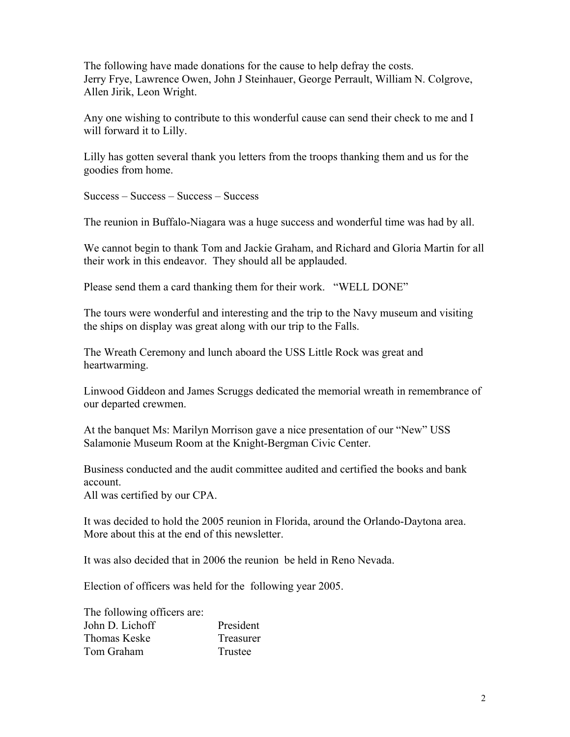The following have made donations for the cause to help defray the costs.
Jerry Frye, Lawrence Owen, John J Steinhauer, George Perrault, William N. Colgrove, Allen Jirik, Leon Wright.

Any one wishing to contribute to this wonderful cause can send their check to me and I will forward it to Lilly.

Lilly has gotten several thank you letters from the troops thanking them and us for the goodies from home.

Success – Success – Success – Success

The reunion in Buffalo-Niagara was a huge success and wonderful time was had by all.

We cannot begin to thank Tom and Jackie Graham, and Richard and Gloria Martin for all their work in this endeavor. They should all be applauded.

Please send them a card thanking them for their work. "WELL DONE"

The tours were wonderful and interesting and the trip to the Navy museum and visiting the ships on display was great along with our trip to the Falls.

The Wreath Ceremony and lunch aboard the USS Little Rock was great and heartwarming.

Linwood Giddeon and James Scruggs dedicated the memorial wreath in remembrance of our departed crewmen.

At the banquet Ms: Marilyn Morrison gave a nice presentation of our "New" USS Salamonie Museum Room at the Knight-Bergman Civic Center.

Business conducted and the audit committee audited and certified the books and bank account.
All was certified by our CPA.

It was decided to hold the 2005 reunion in Florida, around the Orlando-Daytona area. More about this at the end of this newsletter.

It was also decided that in 2006 the reunion be held in Reno Nevada.

Election of officers was held for the following year 2005.

The following officers are:

| | |
|---|---|
| John D. Lichoff | President |
| Thomas Keske | Treasurer |
| Tom Graham | Trustee |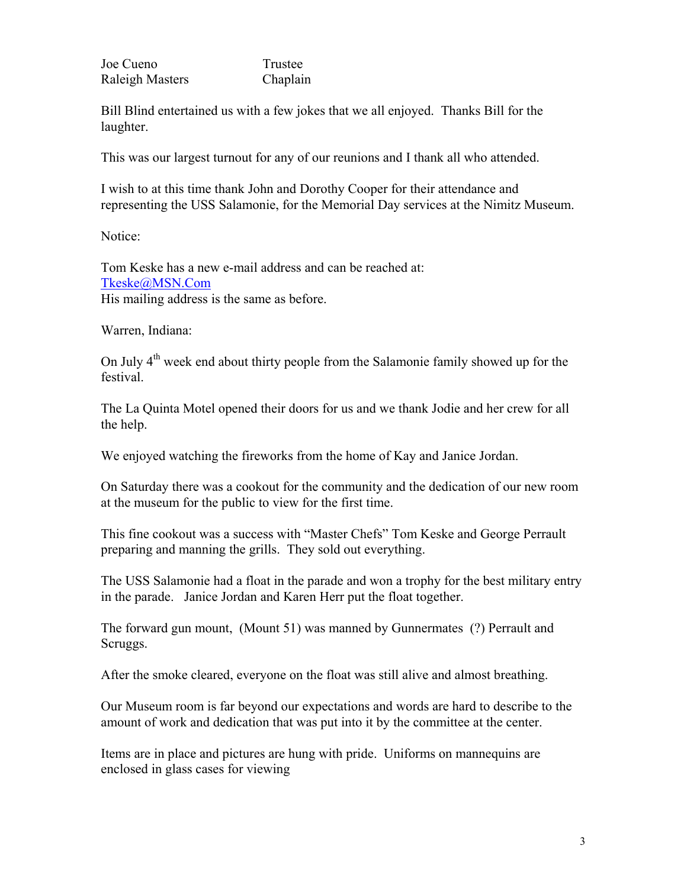| | |
|---|---|
| Joe Cueno | Trustee |
| Raleigh Masters | Chaplain |

Bill Blind entertained us with a few jokes that we all enjoyed.  Thanks Bill for the laughter.

This was our largest turnout for any of our reunions and I thank all who attended.

I wish to at this time thank John and Dorothy Cooper for their attendance and representing the USS Salamonie, for the Memorial Day services at the Nimitz Museum.

Notice:

Tom Keske has a new e-mail address and can be reached at:
Tkeske@MSN.Com
His mailing address is the same as before.

Warren, Indiana:

On July 4th week end about thirty people from the Salamonie family showed up for the festival.

The La Quinta Motel opened their doors for us and we thank Jodie and her crew for all the help.

We enjoyed watching the fireworks from the home of Kay and Janice Jordan.

On Saturday there was a cookout for the community and the dedication of our new room at the museum for the public to view for the first time.

This fine cookout was a success with "Master Chefs" Tom Keske and George Perrault preparing and manning the grills.  They sold out everything.

The USS Salamonie had a float in the parade and won a trophy for the best military entry in the parade.   Janice Jordan and Karen Herr put the float together.

The forward gun mount,  (Mount 51) was manned by Gunnermates  (?) Perrault and Scruggs.

After the smoke cleared, everyone on the float was still alive and almost breathing.

Our Museum room is far beyond our expectations and words are hard to describe to the amount of work and dedication that was put into it by the committee at the center.

Items are in place and pictures are hung with pride.  Uniforms on mannequins are enclosed in glass cases for viewing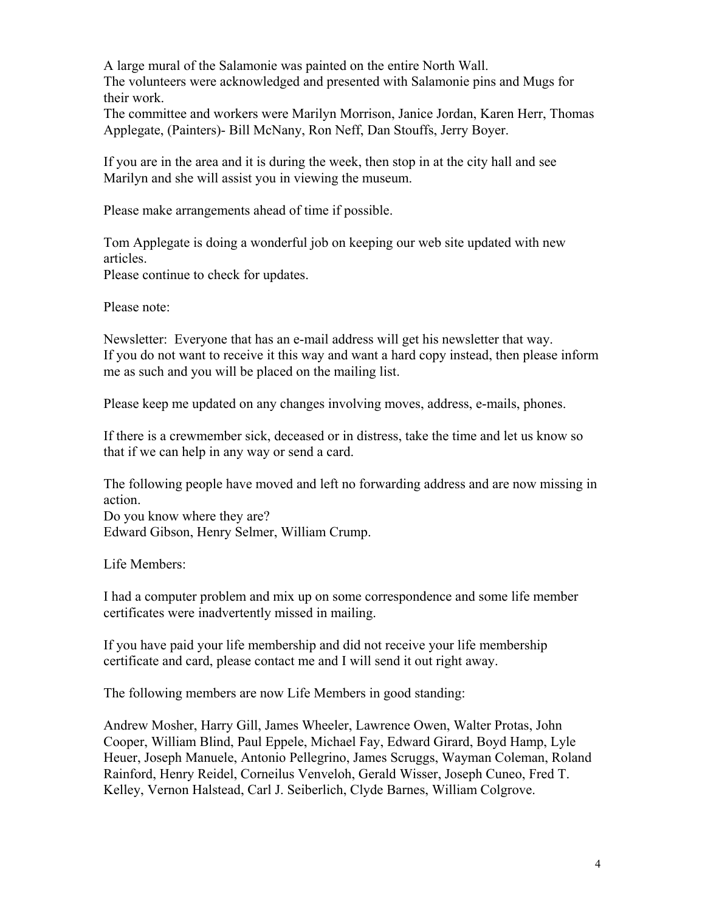A large mural of the Salamonie was painted on the entire North Wall.
The volunteers were acknowledged and presented with Salamonie pins and Mugs for their work.
The committee and workers were Marilyn Morrison, Janice Jordan, Karen Herr, Thomas Applegate, (Painters)- Bill McNany, Ron Neff, Dan Stouffs, Jerry Boyer.

If you are in the area and it is during the week, then stop in at the city hall and see Marilyn and she will assist you in viewing the museum.

Please make arrangements ahead of time if possible.

Tom Applegate is doing a wonderful job on keeping our web site updated with new articles.
Please continue to check for updates.

Please note:

Newsletter: Everyone that has an e-mail address will get his newsletter that way.
If you do not want to receive it this way and want a hard copy instead, then please inform me as such and you will be placed on the mailing list.

Please keep me updated on any changes involving moves, address, e-mails, phones.

If there is a crewmember sick, deceased or in distress, take the time and let us know so that if we can help in any way or send a card.

The following people have moved and left no forwarding address and are now missing in action.
Do you know where they are?
Edward Gibson, Henry Selmer, William Crump.

Life Members:

I had a computer problem and mix up on some correspondence and some life member certificates were inadvertently missed in mailing.

If you have paid your life membership and did not receive your life membership certificate and card, please contact me and I will send it out right away.

The following members are now Life Members in good standing:

Andrew Mosher, Harry Gill, James Wheeler, Lawrence Owen, Walter Protas, John Cooper, William Blind, Paul Eppele, Michael Fay, Edward Girard, Boyd Hamp, Lyle Heuer, Joseph Manuele, Antonio Pellegrino, James Scruggs, Wayman Coleman, Roland Rainford, Henry Reidel, Corneilus Venveloh, Gerald Wisser, Joseph Cuneo, Fred T. Kelley, Vernon Halstead, Carl J. Seiberlich, Clyde Barnes, William Colgrove.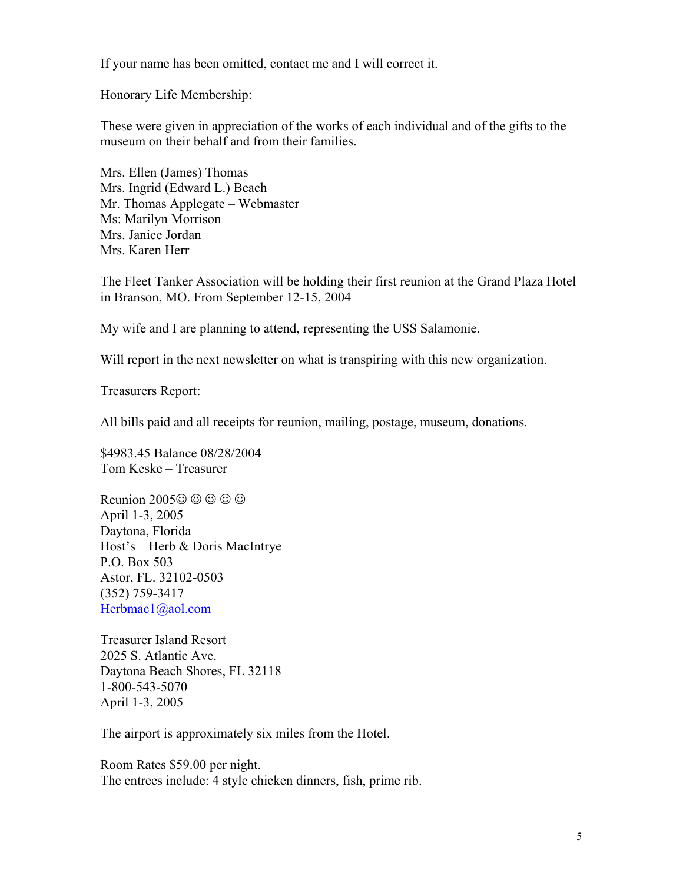If your name has been omitted, contact me and I will correct it.

Honorary Life Membership:

These were given in appreciation of the works of each individual and of the gifts to the museum on their behalf and from their families.

Mrs. Ellen (James) Thomas  
Mrs. Ingrid (Edward L.) Beach  
Mr. Thomas Applegate – Webmaster  
Ms: Marilyn Morrison  
Mrs. Janice Jordan  
Mrs. Karen Herr

The Fleet Tanker Association will be holding their first reunion at the Grand Plaza Hotel in Branson, MO. From September 12-15, 2004

My wife and I are planning to attend, representing the USS Salamonie.

Will report in the next newsletter on what is transpiring with this new organization.

Treasurers Report:

All bills paid and all receipts for reunion, mailing, postage, museum, donations.

$4983.45 Balance 08/28/2004  
Tom Keske – Treasurer

Reunion 2005☺ ☺ ☺ ☺ ☺  
April 1-3, 2005  
Daytona, Florida  
Host's – Herb & Doris MacIntrye  
P.O. Box 503  
Astor, FL. 32102-0503  
(352) 759-3417  
Herbmac1@aol.com

Treasurer Island Resort  
2025 S. Atlantic Ave.  
Daytona Beach Shores, FL 32118  
1-800-543-5070  
April 1-3, 2005

The airport is approximately six miles from the Hotel.

Room Rates $59.00 per night.  
The entrees include: 4 style chicken dinners, fish, prime rib.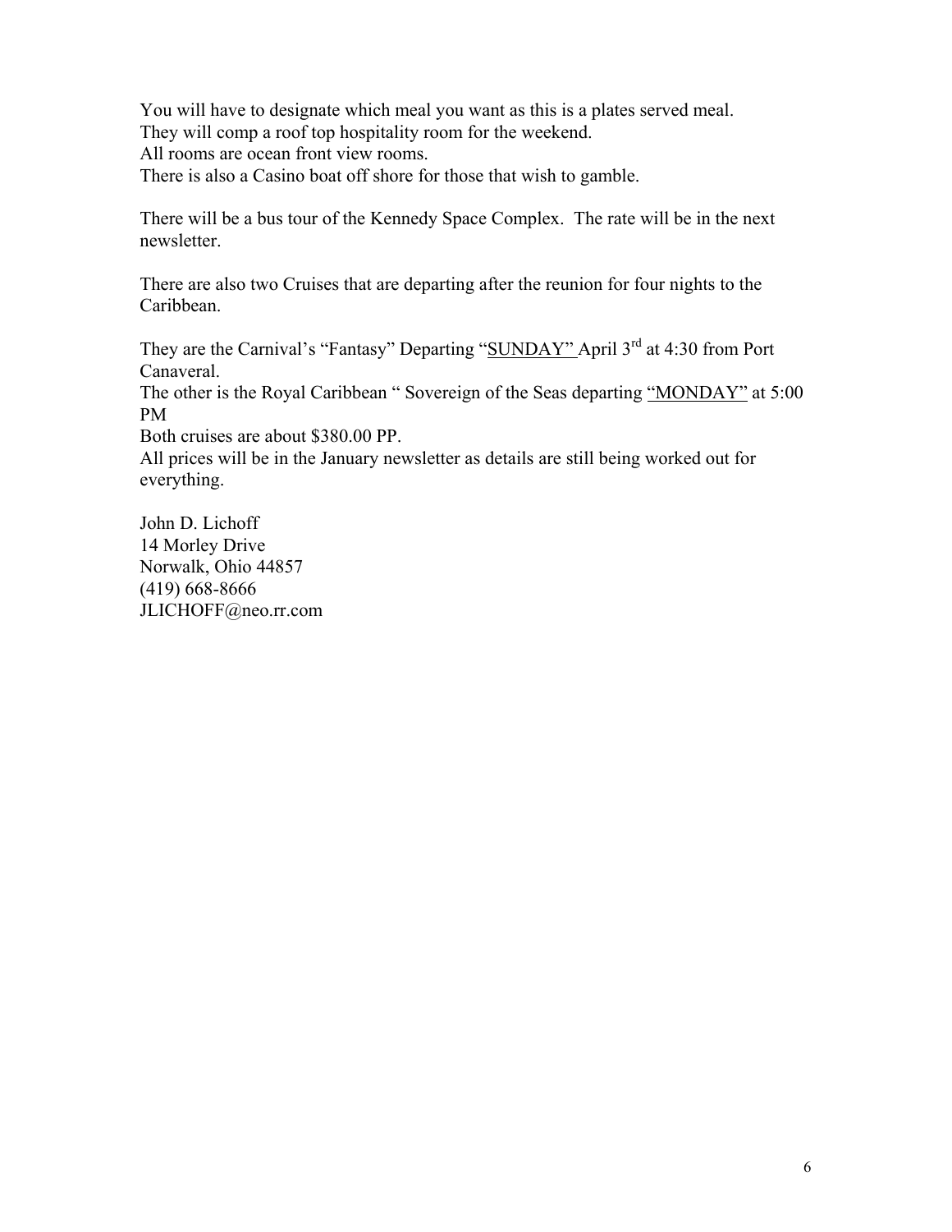You will have to designate which meal you want as this is a plates served meal.
They will comp a roof top hospitality room for the weekend.
All rooms are ocean front view rooms.
There is also a Casino boat off shore for those that wish to gamble.

There will be a bus tour of the Kennedy Space Complex. The rate will be in the next newsletter.

There are also two Cruises that are departing after the reunion for four nights to the Caribbean.

They are the Carnival's "Fantasy" Departing "<u>SUNDAY"</u> April 3rd at 4:30 from Port Canaveral.
The other is the Royal Caribbean " Sovereign of the Seas departing <u>"MONDAY"</u> at 5:00 PM
Both cruises are about $380.00 PP.
All prices will be in the January newsletter as details are still being worked out for everything.

John D. Lichoff
14 Morley Drive
Norwalk, Ohio 44857
(419) 668-8666
JLICHOFF@neo.rr.com